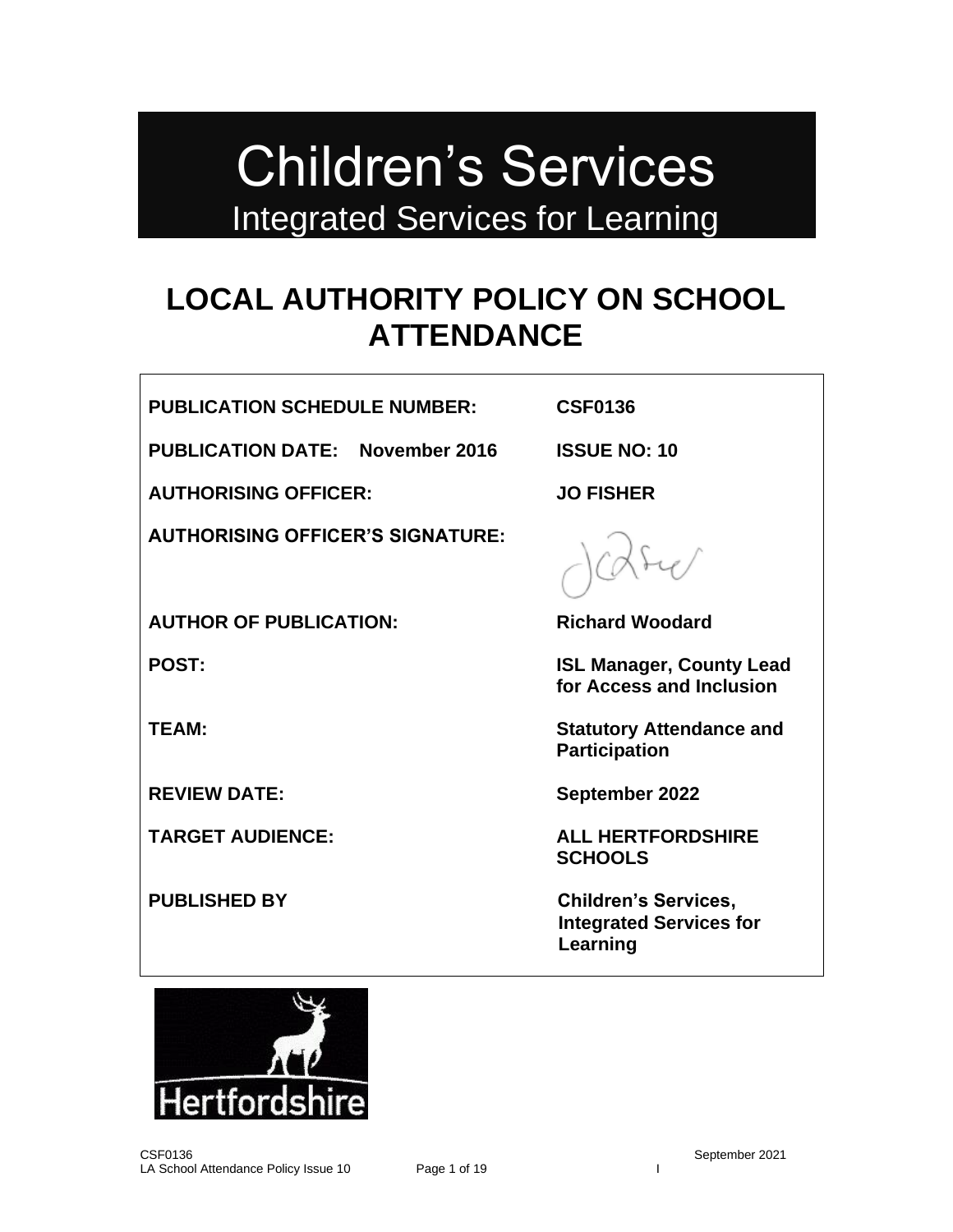# Children's Services

## Integrated Services for Learning

# LOCAL AUTHORITY POLICY ON SCHOOL ATTENDANCE

| | |
|---|---|
| **PUBLICATION SCHEDULE NUMBER:** | **CSF0136** |
| **PUBLICATION DATE: November 2016** | **ISSUE NO: 10** |
| **AUTHORISING OFFICER:** | **JO FISHER** |
| **AUTHORISING OFFICER'S SIGNATURE:** | |
| **AUTHOR OF PUBLICATION:** | **Richard Woodard** |
| **POST:** | **ISL Manager, County Lead for Access and Inclusion** |
| **TEAM:** | **Statutory Attendance and Participation** |
| **REVIEW DATE:** | **September 2022** |
| **TARGET AUDIENCE:** | **ALL HERTFORDSHIRE SCHOOLS** |
| **PUBLISHED BY** | **Children's Services, Integrated Services for Learning** |

Hertfordshire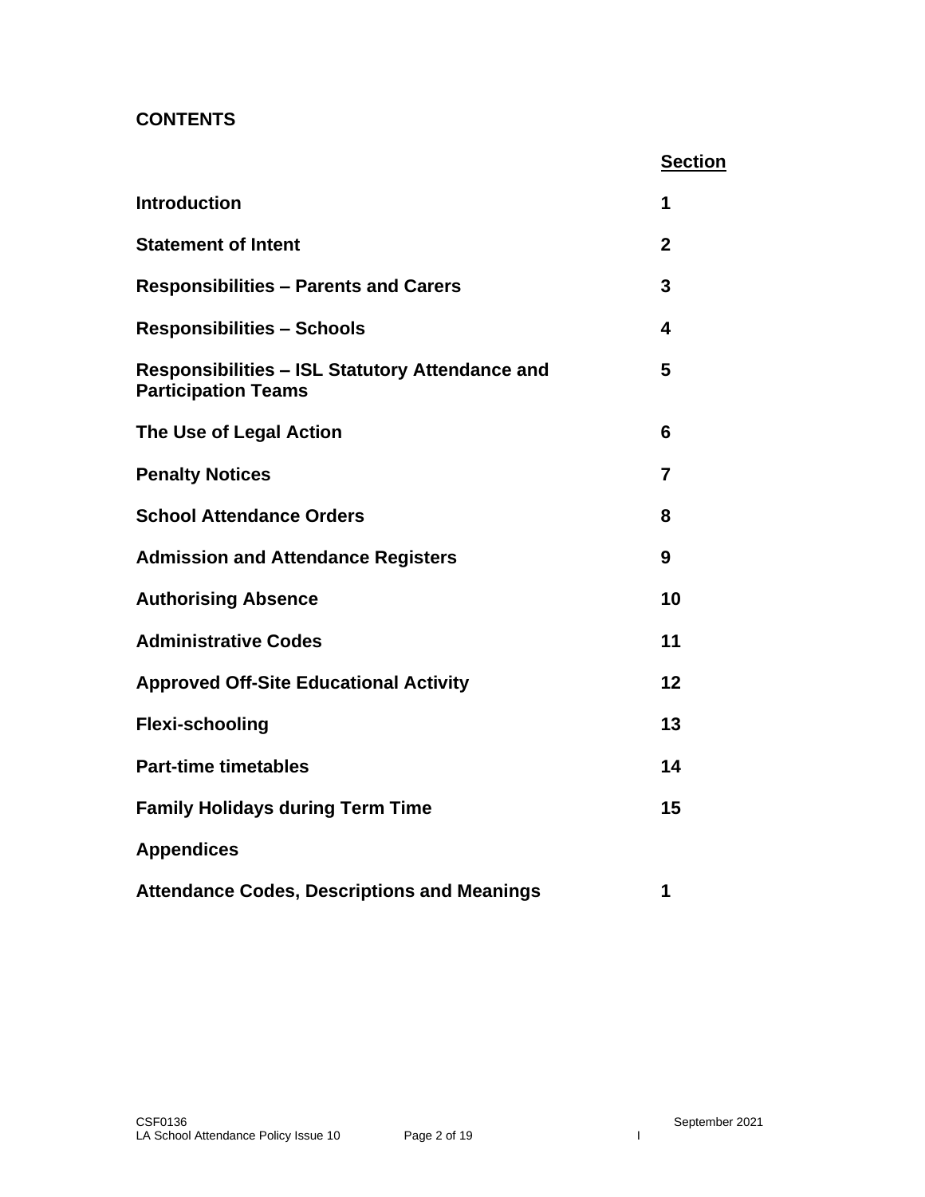## CONTENTS

| | Section |
|---|---|
| **Introduction** | **1** |
| **Statement of Intent** | **2** |
| **Responsibilities – Parents and Carers** | **3** |
| **Responsibilities – Schools** | **4** |
| **Responsibilities – ISL Statutory Attendance and Participation Teams** | **5** |
| **The Use of Legal Action** | **6** |
| **Penalty Notices** | **7** |
| **School Attendance Orders** | **8** |
| **Admission and Attendance Registers** | **9** |
| **Authorising Absence** | **10** |
| **Administrative Codes** | **11** |
| **Approved Off-Site Educational Activity** | **12** |
| **Flexi-schooling** | **13** |
| **Part-time timetables** | **14** |
| **Family Holidays during Term Time** | **15** |
| **Appendices** | |
| **Attendance Codes, Descriptions and Meanings** | **1** |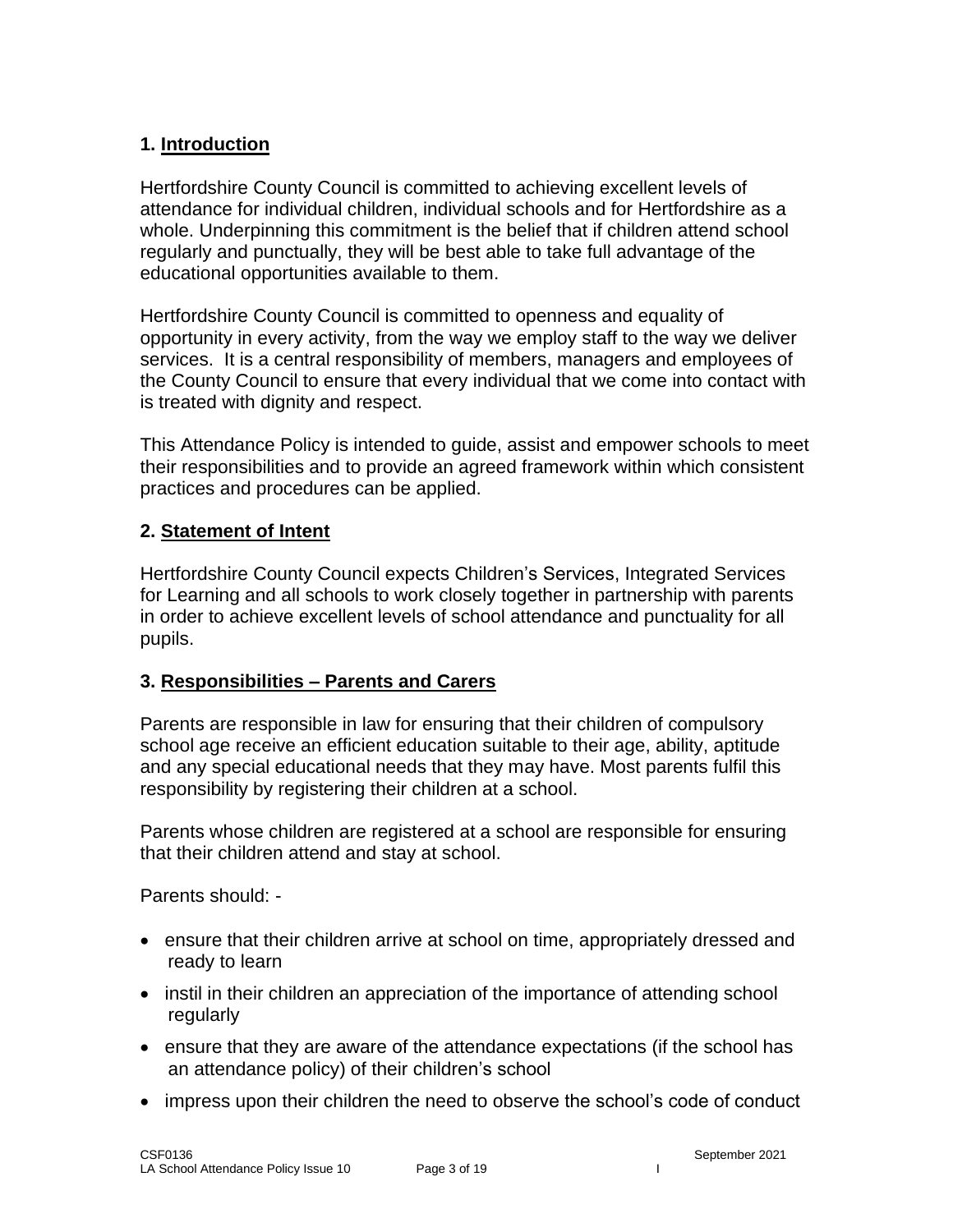## 1. Introduction

Hertfordshire County Council is committed to achieving excellent levels of attendance for individual children, individual schools and for Hertfordshire as a whole. Underpinning this commitment is the belief that if children attend school regularly and punctually, they will be best able to take full advantage of the educational opportunities available to them.

Hertfordshire County Council is committed to openness and equality of opportunity in every activity, from the way we employ staff to the way we deliver services. It is a central responsibility of members, managers and employees of the County Council to ensure that every individual that we come into contact with is treated with dignity and respect.

This Attendance Policy is intended to guide, assist and empower schools to meet their responsibilities and to provide an agreed framework within which consistent practices and procedures can be applied.

## 2. Statement of Intent

Hertfordshire County Council expects Children's Services, Integrated Services for Learning and all schools to work closely together in partnership with parents in order to achieve excellent levels of school attendance and punctuality for all pupils.

## 3. Responsibilities – Parents and Carers

Parents are responsible in law for ensuring that their children of compulsory school age receive an efficient education suitable to their age, ability, aptitude and any special educational needs that they may have. Most parents fulfil this responsibility by registering their children at a school.

Parents whose children are registered at a school are responsible for ensuring that their children attend and stay at school.

Parents should: -

- ensure that their children arrive at school on time, appropriately dressed and ready to learn
- instil in their children an appreciation of the importance of attending school regularly
- ensure that they are aware of the attendance expectations (if the school has an attendance policy) of their children's school
- impress upon their children the need to observe the school's code of conduct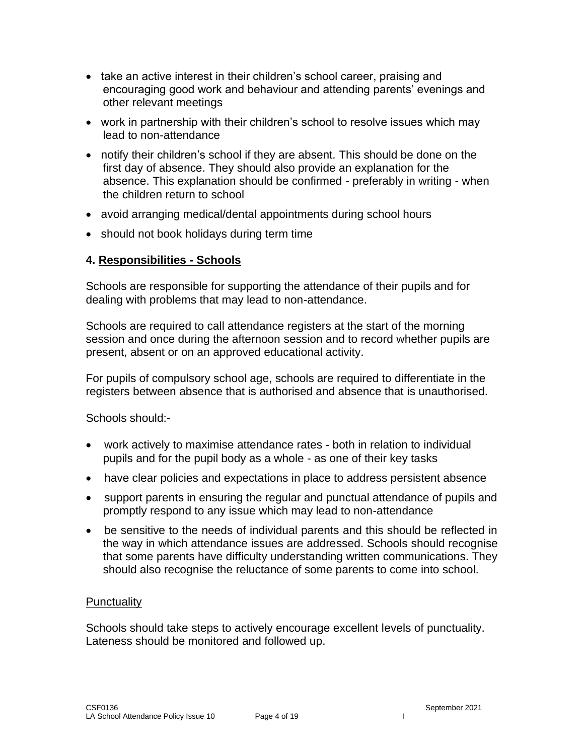- take an active interest in their children's school career, praising and encouraging good work and behaviour and attending parents' evenings and other relevant meetings
- work in partnership with their children's school to resolve issues which may lead to non-attendance
- notify their children's school if they are absent. This should be done on the first day of absence. They should also provide an explanation for the absence. This explanation should be confirmed - preferably in writing - when the children return to school
- avoid arranging medical/dental appointments during school hours
- should not book holidays during term time

## 4. Responsibilities - Schools

Schools are responsible for supporting the attendance of their pupils and for dealing with problems that may lead to non-attendance.

Schools are required to call attendance registers at the start of the morning session and once during the afternoon session and to record whether pupils are present, absent or on an approved educational activity.

For pupils of compulsory school age, schools are required to differentiate in the registers between absence that is authorised and absence that is unauthorised.

Schools should:-

- work actively to maximise attendance rates - both in relation to individual pupils and for the pupil body as a whole - as one of their key tasks
- have clear policies and expectations in place to address persistent absence
- support parents in ensuring the regular and punctual attendance of pupils and promptly respond to any issue which may lead to non-attendance
- be sensitive to the needs of individual parents and this should be reflected in the way in which attendance issues are addressed. Schools should recognise that some parents have difficulty understanding written communications. They should also recognise the reluctance of some parents to come into school.

### Punctuality

Schools should take steps to actively encourage excellent levels of punctuality. Lateness should be monitored and followed up.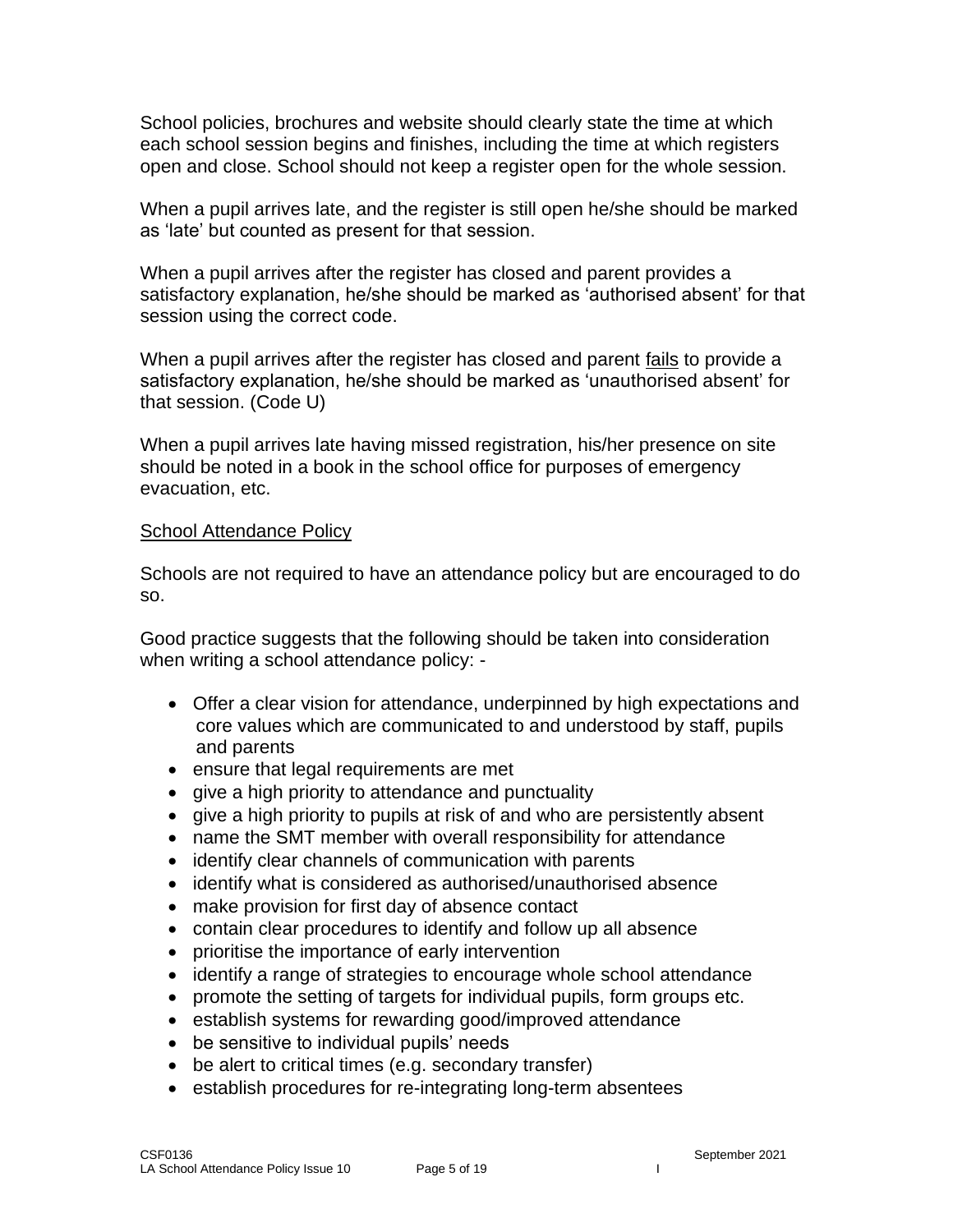School policies, brochures and website should clearly state the time at which each school session begins and finishes, including the time at which registers open and close. School should not keep a register open for the whole session.

When a pupil arrives late, and the register is still open he/she should be marked as 'late' but counted as present for that session.

When a pupil arrives after the register has closed and parent provides a satisfactory explanation, he/she should be marked as 'authorised absent' for that session using the correct code.

When a pupil arrives after the register has closed and parent <u>fails</u> to provide a satisfactory explanation, he/she should be marked as 'unauthorised absent' for that session. (Code U)

When a pupil arrives late having missed registration, his/her presence on site should be noted in a book in the school office for purposes of emergency evacuation, etc.

<u>School Attendance Policy</u>

Schools are not required to have an attendance policy but are encouraged to do so.

Good practice suggests that the following should be taken into consideration when writing a school attendance policy: -

- Offer a clear vision for attendance, underpinned by high expectations and core values which are communicated to and understood by staff, pupils and parents
- ensure that legal requirements are met
- give a high priority to attendance and punctuality
- give a high priority to pupils at risk of and who are persistently absent
- name the SMT member with overall responsibility for attendance
- identify clear channels of communication with parents
- identify what is considered as authorised/unauthorised absence
- make provision for first day of absence contact
- contain clear procedures to identify and follow up all absence
- prioritise the importance of early intervention
- identify a range of strategies to encourage whole school attendance
- promote the setting of targets for individual pupils, form groups etc.
- establish systems for rewarding good/improved attendance
- be sensitive to individual pupils' needs
- be alert to critical times (e.g. secondary transfer)
- establish procedures for re-integrating long-term absentees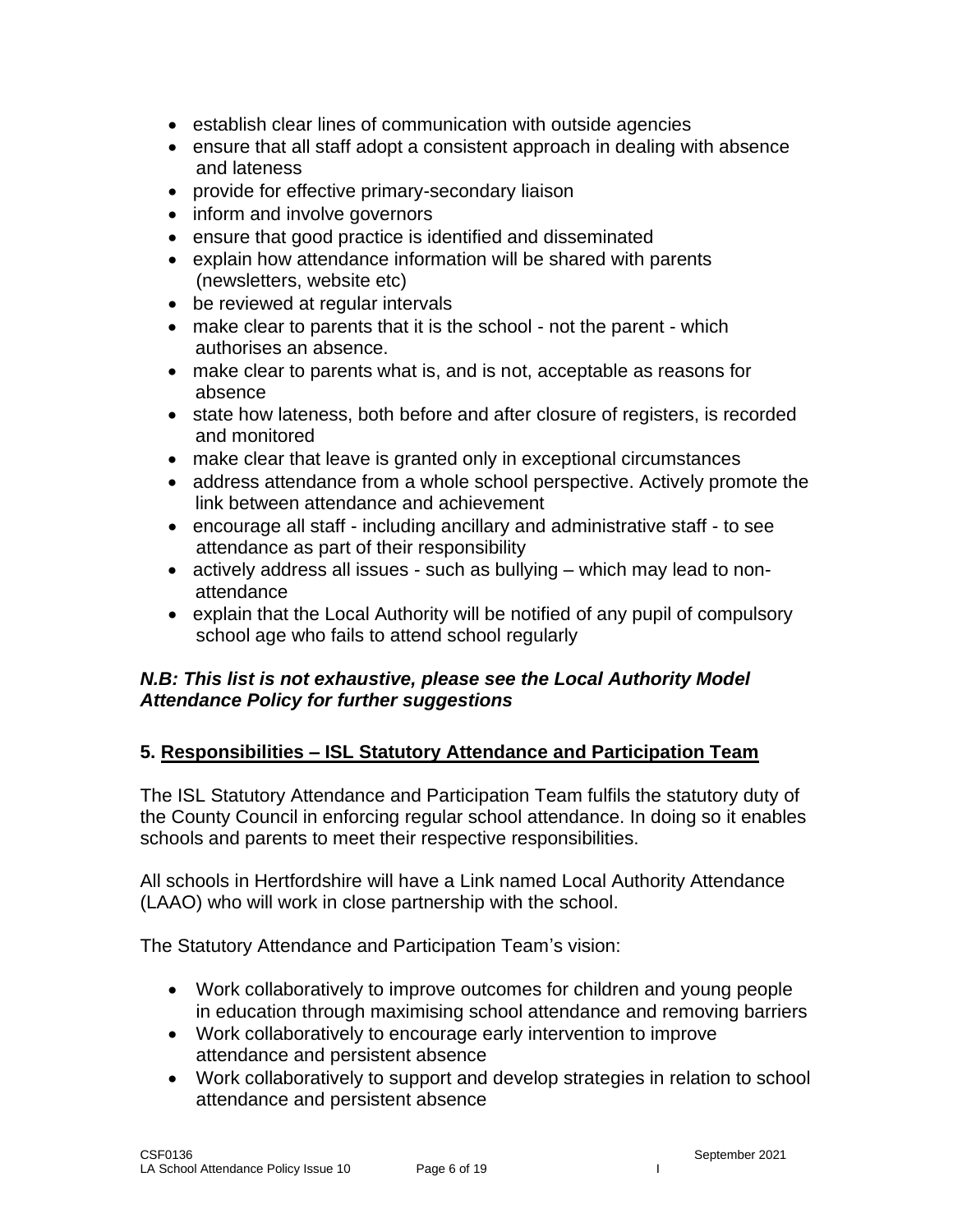- establish clear lines of communication with outside agencies
- ensure that all staff adopt a consistent approach in dealing with absence and lateness
- provide for effective primary-secondary liaison
- inform and involve governors
- ensure that good practice is identified and disseminated
- explain how attendance information will be shared with parents (newsletters, website etc)
- be reviewed at regular intervals
- make clear to parents that it is the school - not the parent - which authorises an absence.
- make clear to parents what is, and is not, acceptable as reasons for absence
- state how lateness, both before and after closure of registers, is recorded and monitored
- make clear that leave is granted only in exceptional circumstances
- address attendance from a whole school perspective. Actively promote the link between attendance and achievement
- encourage all staff - including ancillary and administrative staff - to see attendance as part of their responsibility
- actively address all issues - such as bullying – which may lead to non-attendance
- explain that the Local Authority will be notified of any pupil of compulsory school age who fails to attend school regularly

***N.B: This list is not exhaustive, please see the Local Authority Model Attendance Policy for further suggestions***

## 5. Responsibilities – ISL Statutory Attendance and Participation Team

The ISL Statutory Attendance and Participation Team fulfils the statutory duty of the County Council in enforcing regular school attendance. In doing so it enables schools and parents to meet their respective responsibilities.

All schools in Hertfordshire will have a Link named Local Authority Attendance (LAAO) who will work in close partnership with the school.

The Statutory Attendance and Participation Team's vision:

- Work collaboratively to improve outcomes for children and young people in education through maximising school attendance and removing barriers
- Work collaboratively to encourage early intervention to improve attendance and persistent absence
- Work collaboratively to support and develop strategies in relation to school attendance and persistent absence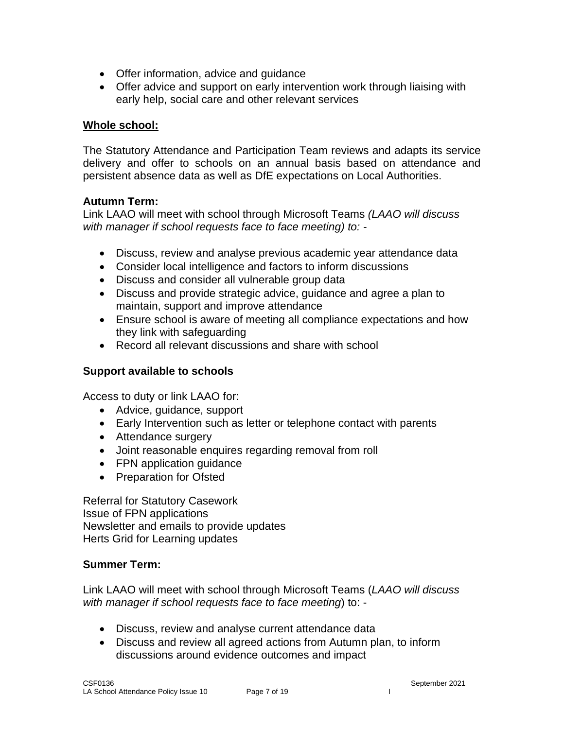- Offer information, advice and guidance
- Offer advice and support on early intervention work through liaising with early help, social care and other relevant services

**Whole school:**

The Statutory Attendance and Participation Team reviews and adapts its service delivery and offer to schools on an annual basis based on attendance and persistent absence data as well as DfE expectations on Local Authorities.

**Autumn Term:**
Link LAAO will meet with school through Microsoft Teams *(LAAO will discuss with manager if school requests face to face meeting) to:* -

- Discuss, review and analyse previous academic year attendance data
- Consider local intelligence and factors to inform discussions
- Discuss and consider all vulnerable group data
- Discuss and provide strategic advice, guidance and agree a plan to maintain, support and improve attendance
- Ensure school is aware of meeting all compliance expectations and how they link with safeguarding
- Record all relevant discussions and share with school

**Support available to schools**

Access to duty or link LAAO for:

- Advice, guidance, support
- Early Intervention such as letter or telephone contact with parents
- Attendance surgery
- Joint reasonable enquires regarding removal from roll
- FPN application guidance
- Preparation for Ofsted

Referral for Statutory Casework
Issue of FPN applications
Newsletter and emails to provide updates
Herts Grid for Learning updates

**Summer Term:**

Link LAAO will meet with school through Microsoft Teams (*LAAO will discuss with manager if school requests face to face meeting*) to: -

- Discuss, review and analyse current attendance data
- Discuss and review all agreed actions from Autumn plan, to inform discussions around evidence outcomes and impact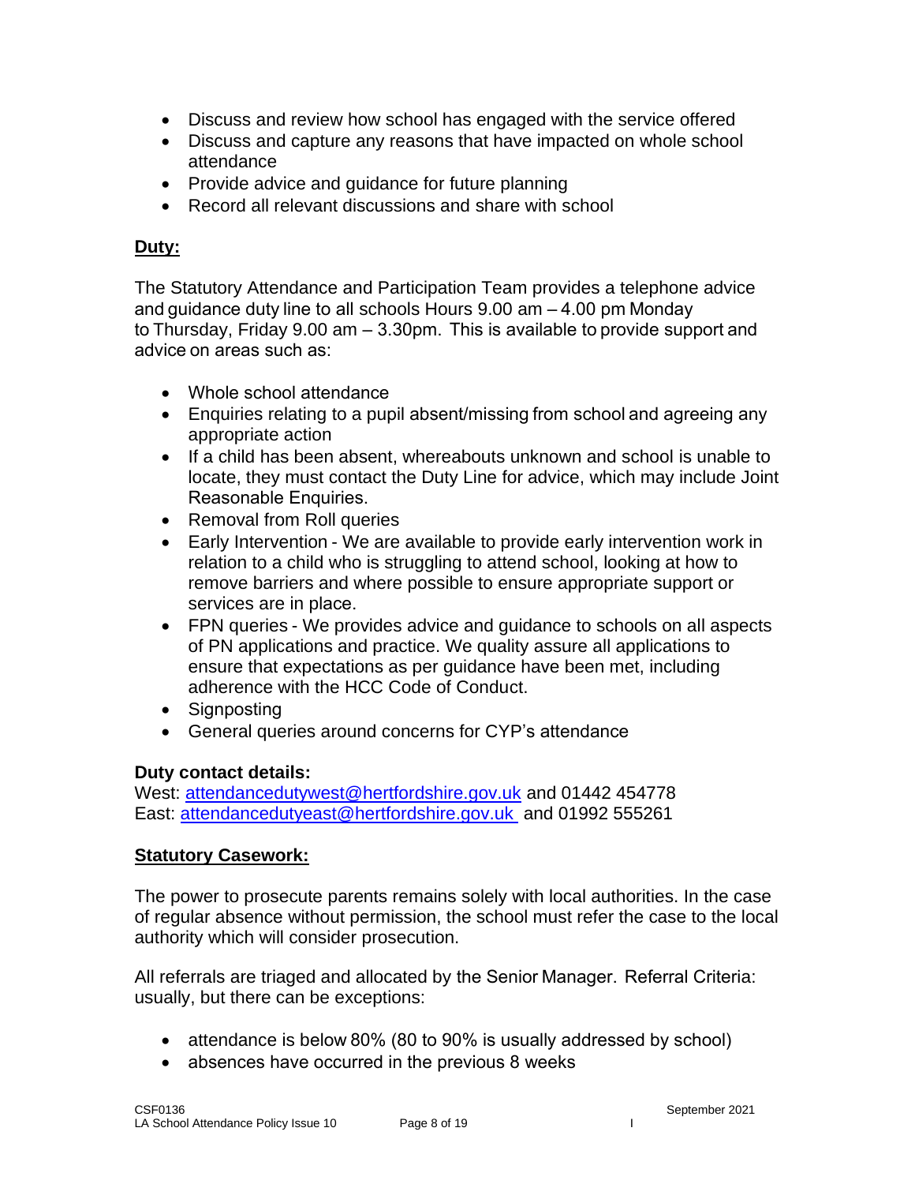- Discuss and review how school has engaged with the service offered
- Discuss and capture any reasons that have impacted on whole school attendance
- Provide advice and guidance for future planning
- Record all relevant discussions and share with school

**Duty:**

The Statutory Attendance and Participation Team provides a telephone advice and guidance duty line to all schools Hours 9.00 am – 4.00 pm Monday to Thursday, Friday 9.00 am – 3.30pm. This is available to provide support and advice on areas such as:

- Whole school attendance
- Enquiries relating to a pupil absent/missing from school and agreeing any appropriate action
- If a child has been absent, whereabouts unknown and school is unable to locate, they must contact the Duty Line for advice, which may include Joint Reasonable Enquiries.
- Removal from Roll queries
- Early Intervention - We are available to provide early intervention work in relation to a child who is struggling to attend school, looking at how to remove barriers and where possible to ensure appropriate support or services are in place.
- FPN queries - We provides advice and guidance to schools on all aspects of PN applications and practice. We quality assure all applications to ensure that expectations as per guidance have been met, including adherence with the HCC Code of Conduct.
- Signposting
- General queries around concerns for CYP's attendance

**Duty contact details:**
West: attendancedutywest@hertfordshire.gov.uk and 01442 454778
East: attendancedutyeast@hertfordshire.gov.uk and 01992 555261

**Statutory Casework:**

The power to prosecute parents remains solely with local authorities. In the case of regular absence without permission, the school must refer the case to the local authority which will consider prosecution.

All referrals are triaged and allocated by the Senior Manager. Referral Criteria: usually, but there can be exceptions:

- attendance is below 80% (80 to 90% is usually addressed by school)
- absences have occurred in the previous 8 weeks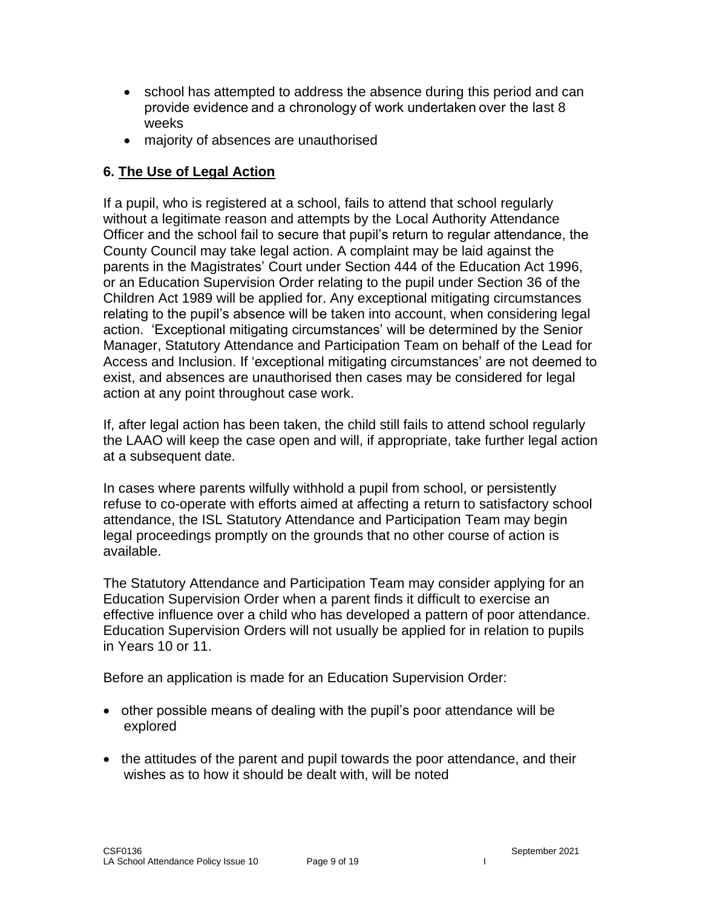- school has attempted to address the absence during this period and can provide evidence and a chronology of work undertaken over the last 8 weeks
- majority of absences are unauthorised

## 6. The Use of Legal Action

If a pupil, who is registered at a school, fails to attend that school regularly without a legitimate reason and attempts by the Local Authority Attendance Officer and the school fail to secure that pupil's return to regular attendance, the County Council may take legal action. A complaint may be laid against the parents in the Magistrates' Court under Section 444 of the Education Act 1996, or an Education Supervision Order relating to the pupil under Section 36 of the Children Act 1989 will be applied for. Any exceptional mitigating circumstances relating to the pupil's absence will be taken into account, when considering legal action. 'Exceptional mitigating circumstances' will be determined by the Senior Manager, Statutory Attendance and Participation Team on behalf of the Lead for Access and Inclusion. If 'exceptional mitigating circumstances' are not deemed to exist, and absences are unauthorised then cases may be considered for legal action at any point throughout case work.

If, after legal action has been taken, the child still fails to attend school regularly the LAAO will keep the case open and will, if appropriate, take further legal action at a subsequent date.

In cases where parents wilfully withhold a pupil from school, or persistently refuse to co-operate with efforts aimed at affecting a return to satisfactory school attendance, the ISL Statutory Attendance and Participation Team may begin legal proceedings promptly on the grounds that no other course of action is available.

The Statutory Attendance and Participation Team may consider applying for an Education Supervision Order when a parent finds it difficult to exercise an effective influence over a child who has developed a pattern of poor attendance. Education Supervision Orders will not usually be applied for in relation to pupils in Years 10 or 11.

Before an application is made for an Education Supervision Order:

- other possible means of dealing with the pupil's poor attendance will be explored
- the attitudes of the parent and pupil towards the poor attendance, and their wishes as to how it should be dealt with, will be noted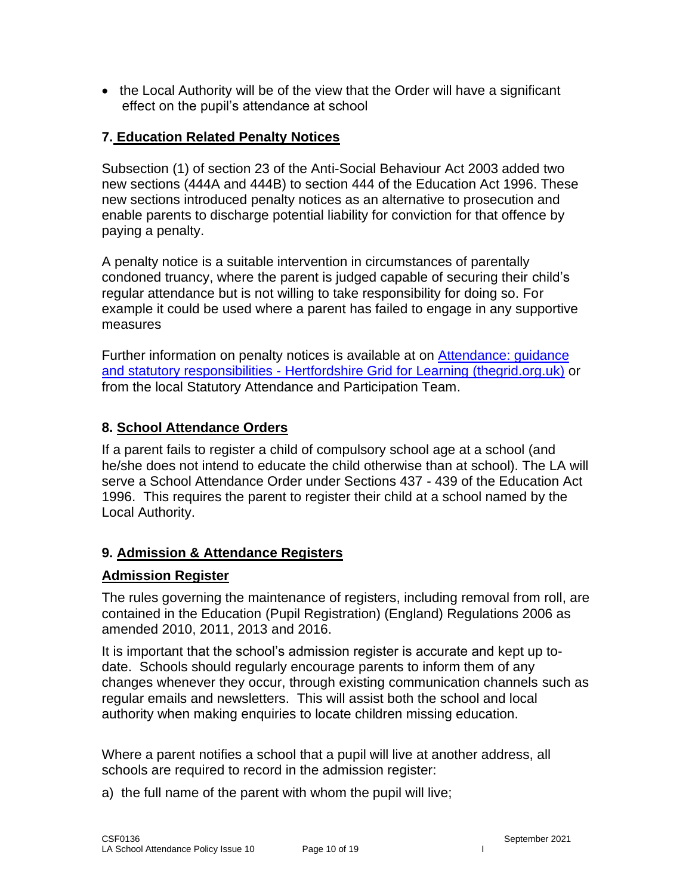- the Local Authority will be of the view that the Order will have a significant effect on the pupil's attendance at school

## 7. Education Related Penalty Notices

Subsection (1) of section 23 of the Anti-Social Behaviour Act 2003 added two new sections (444A and 444B) to section 444 of the Education Act 1996. These new sections introduced penalty notices as an alternative to prosecution and enable parents to discharge potential liability for conviction for that offence by paying a penalty.

A penalty notice is a suitable intervention in circumstances of parentally condoned truancy, where the parent is judged capable of securing their child's regular attendance but is not willing to take responsibility for doing so. For example it could be used where a parent has failed to engage in any supportive measures

Further information on penalty notices is available at on [Attendance: guidance and statutory responsibilities - Hertfordshire Grid for Learning (thegrid.org.uk)](#) or from the local Statutory Attendance and Participation Team.

## 8. School Attendance Orders

If a parent fails to register a child of compulsory school age at a school (and he/she does not intend to educate the child otherwise than at school). The LA will serve a School Attendance Order under Sections 437 - 439 of the Education Act 1996. This requires the parent to register their child at a school named by the Local Authority.

## 9. Admission & Attendance Registers

### Admission Register

The rules governing the maintenance of registers, including removal from roll, are contained in the Education (Pupil Registration) (England) Regulations 2006 as amended 2010, 2011, 2013 and 2016.

It is important that the school's admission register is accurate and kept up to-date. Schools should regularly encourage parents to inform them of any changes whenever they occur, through existing communication channels such as regular emails and newsletters. This will assist both the school and local authority when making enquiries to locate children missing education.

Where a parent notifies a school that a pupil will live at another address, all schools are required to record in the admission register:

a) the full name of the parent with whom the pupil will live;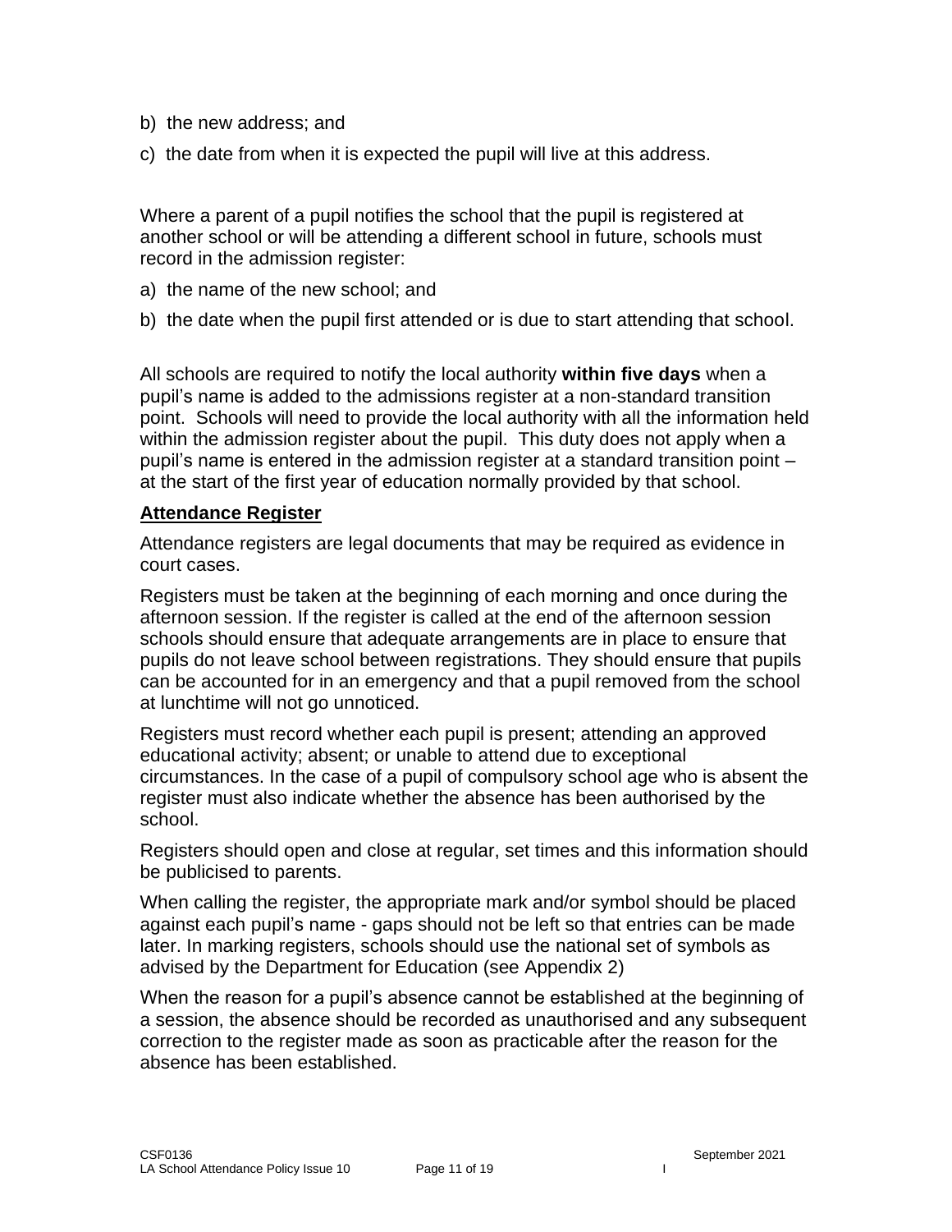b) the new address; and

c) the date from when it is expected the pupil will live at this address.

Where a parent of a pupil notifies the school that the pupil is registered at another school or will be attending a different school in future, schools must record in the admission register:

a) the name of the new school; and

b) the date when the pupil first attended or is due to start attending that school.

All schools are required to notify the local authority **within five days** when a pupil's name is added to the admissions register at a non-standard transition point. Schools will need to provide the local authority with all the information held within the admission register about the pupil. This duty does not apply when a pupil's name is entered in the admission register at a standard transition point – at the start of the first year of education normally provided by that school.

## Attendance Register

Attendance registers are legal documents that may be required as evidence in court cases.

Registers must be taken at the beginning of each morning and once during the afternoon session. If the register is called at the end of the afternoon session schools should ensure that adequate arrangements are in place to ensure that pupils do not leave school between registrations. They should ensure that pupils can be accounted for in an emergency and that a pupil removed from the school at lunchtime will not go unnoticed.

Registers must record whether each pupil is present; attending an approved educational activity; absent; or unable to attend due to exceptional circumstances. In the case of a pupil of compulsory school age who is absent the register must also indicate whether the absence has been authorised by the school.

Registers should open and close at regular, set times and this information should be publicised to parents.

When calling the register, the appropriate mark and/or symbol should be placed against each pupil's name - gaps should not be left so that entries can be made later. In marking registers, schools should use the national set of symbols as advised by the Department for Education (see Appendix 2)

When the reason for a pupil's absence cannot be established at the beginning of a session, the absence should be recorded as unauthorised and any subsequent correction to the register made as soon as practicable after the reason for the absence has been established.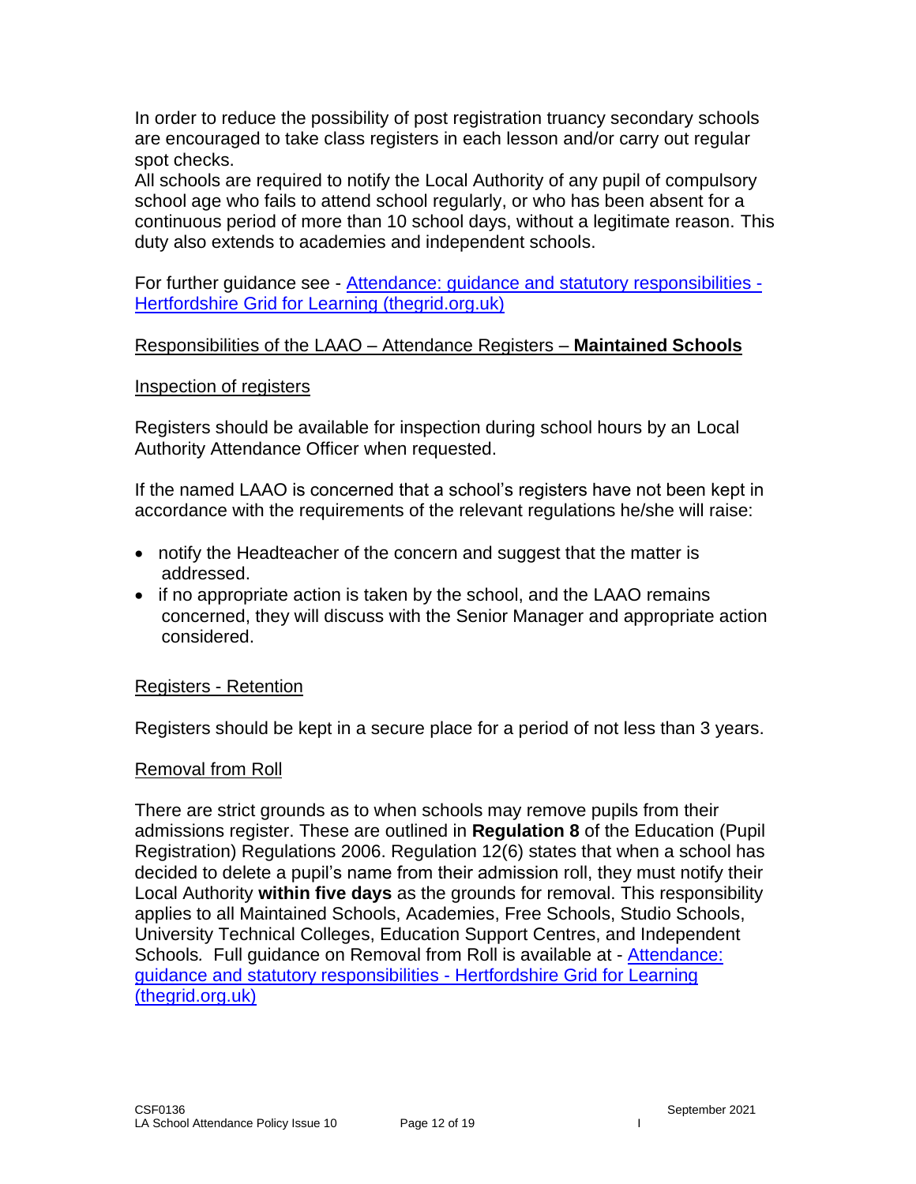In order to reduce the possibility of post registration truancy secondary schools are encouraged to take class registers in each lesson and/or carry out regular spot checks.
All schools are required to notify the Local Authority of any pupil of compulsory school age who fails to attend school regularly, or who has been absent for a continuous period of more than 10 school days, without a legitimate reason. This duty also extends to academies and independent schools.

For further guidance see - [Attendance: guidance and statutory responsibilities - Hertfordshire Grid for Learning (thegrid.org.uk)]()

## Responsibilities of the LAAO – Attendance Registers – **Maintained Schools**

### Inspection of registers

Registers should be available for inspection during school hours by an Local Authority Attendance Officer when requested.

If the named LAAO is concerned that a school's registers have not been kept in accordance with the requirements of the relevant regulations he/she will raise:

- notify the Headteacher of the concern and suggest that the matter is addressed.
- if no appropriate action is taken by the school, and the LAAO remains concerned, they will discuss with the Senior Manager and appropriate action considered.

### Registers - Retention

Registers should be kept in a secure place for a period of not less than 3 years.

### Removal from Roll

There are strict grounds as to when schools may remove pupils from their admissions register. These are outlined in **Regulation 8** of the Education (Pupil Registration) Regulations 2006. Regulation 12(6) states that when a school has decided to delete a pupil's name from their admission roll, they must notify their Local Authority **within five days** as the grounds for removal. This responsibility applies to all Maintained Schools, Academies, Free Schools, Studio Schools, University Technical Colleges, Education Support Centres, and Independent Schools*.* Full guidance on Removal from Roll is available at - [Attendance: guidance and statutory responsibilities - Hertfordshire Grid for Learning (thegrid.org.uk)]()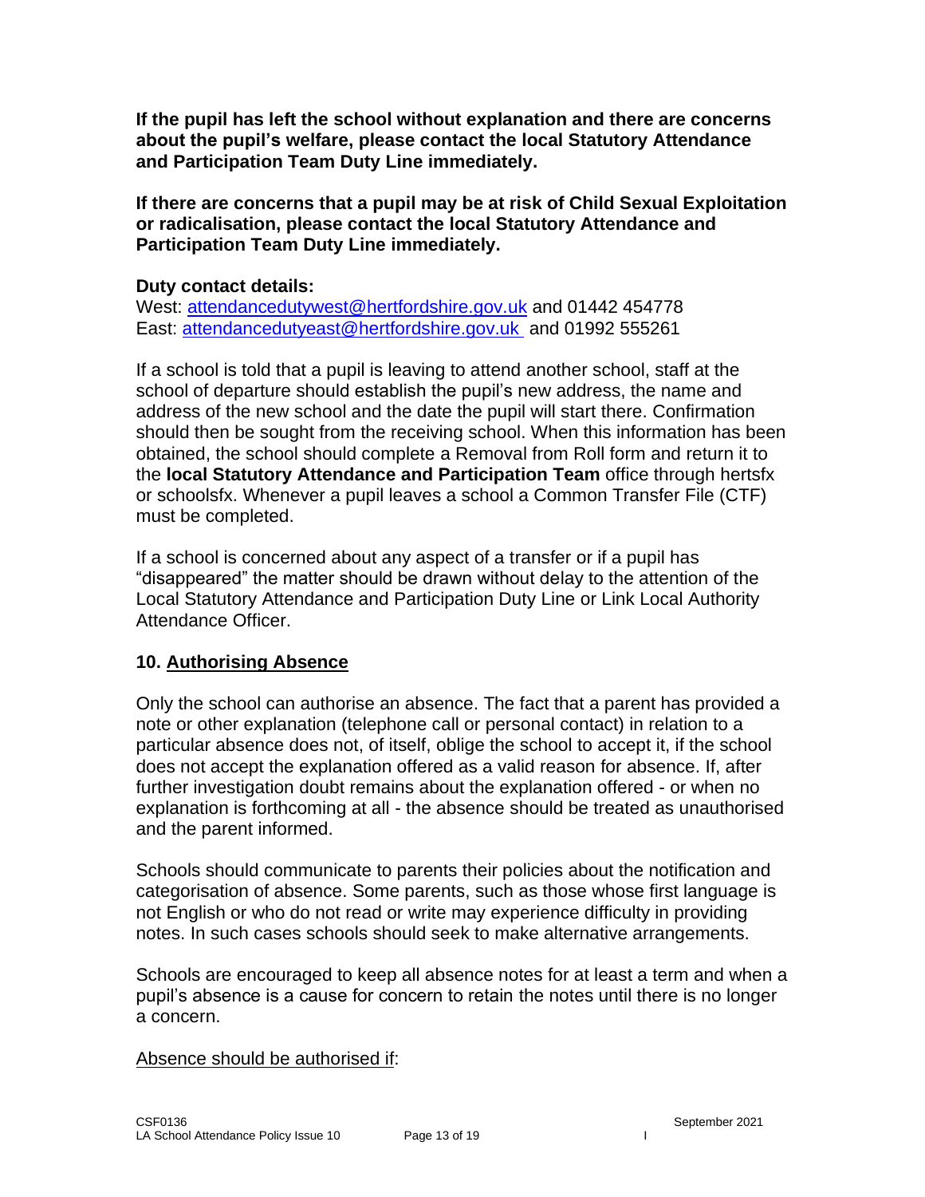**If the pupil has left the school without explanation and there are concerns about the pupil's welfare, please contact the local Statutory Attendance and Participation Team Duty Line immediately.**

**If there are concerns that a pupil may be at risk of Child Sexual Exploitation or radicalisation, please contact the local Statutory Attendance and Participation Team Duty Line immediately.**

**Duty contact details:**
West: [attendancedutywest@hertfordshire.gov.uk](mailto:attendancedutywest@hertfordshire.gov.uk) and 01442 454778
East: [attendancedutyeast@hertfordshire.gov.uk](mailto:attendancedutyeast@hertfordshire.gov.uk) and 01992 555261

If a school is told that a pupil is leaving to attend another school, staff at the school of departure should establish the pupil's new address, the name and address of the new school and the date the pupil will start there. Confirmation should then be sought from the receiving school. When this information has been obtained, the school should complete a Removal from Roll form and return it to the **local Statutory Attendance and Participation Team** office through hertsfx or schoolsfx. Whenever a pupil leaves a school a Common Transfer File (CTF) must be completed.

If a school is concerned about any aspect of a transfer or if a pupil has "disappeared" the matter should be drawn without delay to the attention of the Local Statutory Attendance and Participation Duty Line or Link Local Authority Attendance Officer.

## 10. <u>Authorising Absence</u>

Only the school can authorise an absence. The fact that a parent has provided a note or other explanation (telephone call or personal contact) in relation to a particular absence does not, of itself, oblige the school to accept it, if the school does not accept the explanation offered as a valid reason for absence. If, after further investigation doubt remains about the explanation offered - or when no explanation is forthcoming at all - the absence should be treated as unauthorised and the parent informed.

Schools should communicate to parents their policies about the notification and categorisation of absence. Some parents, such as those whose first language is not English or who do not read or write may experience difficulty in providing notes. In such cases schools should seek to make alternative arrangements.

Schools are encouraged to keep all absence notes for at least a term and when a pupil's absence is a cause for concern to retain the notes until there is no longer a concern.

<u>Absence should be authorised if</u>: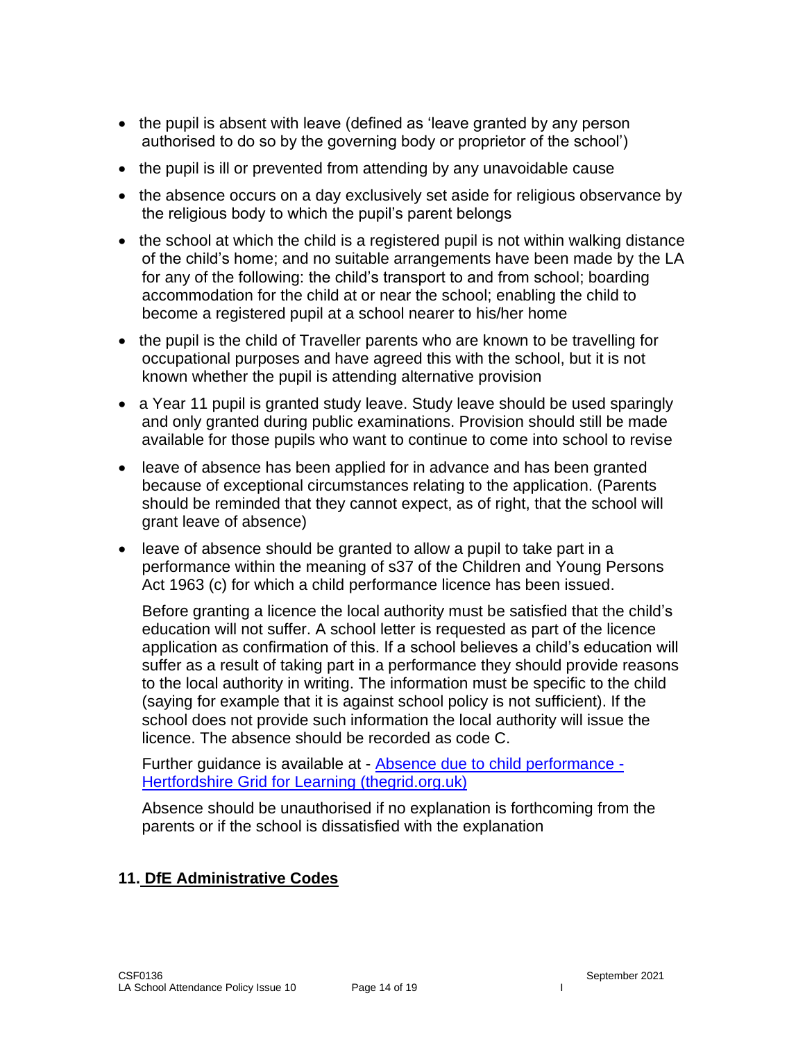- the pupil is absent with leave (defined as 'leave granted by any person authorised to do so by the governing body or proprietor of the school')
- the pupil is ill or prevented from attending by any unavoidable cause
- the absence occurs on a day exclusively set aside for religious observance by the religious body to which the pupil's parent belongs
- the school at which the child is a registered pupil is not within walking distance of the child's home; and no suitable arrangements have been made by the LA for any of the following: the child's transport to and from school; boarding accommodation for the child at or near the school; enabling the child to become a registered pupil at a school nearer to his/her home
- the pupil is the child of Traveller parents who are known to be travelling for occupational purposes and have agreed this with the school, but it is not known whether the pupil is attending alternative provision
- a Year 11 pupil is granted study leave. Study leave should be used sparingly and only granted during public examinations. Provision should still be made available for those pupils who want to continue to come into school to revise
- leave of absence has been applied for in advance and has been granted because of exceptional circumstances relating to the application. (Parents should be reminded that they cannot expect, as of right, that the school will grant leave of absence)
- leave of absence should be granted to allow a pupil to take part in a performance within the meaning of s37 of the Children and Young Persons Act 1963 (c) for which a child performance licence has been issued.

  Before granting a licence the local authority must be satisfied that the child's education will not suffer. A school letter is requested as part of the licence application as confirmation of this. If a school believes a child's education will suffer as a result of taking part in a performance they should provide reasons to the local authority in writing. The information must be specific to the child (saying for example that it is against school policy is not sufficient). If the school does not provide such information the local authority will issue the licence. The absence should be recorded as code C.

  Further guidance is available at - [Absence due to child performance - Hertfordshire Grid for Learning (thegrid.org.uk)]()

  Absence should be unauthorised if no explanation is forthcoming from the parents or if the school is dissatisfied with the explanation

## 11. DfE Administrative Codes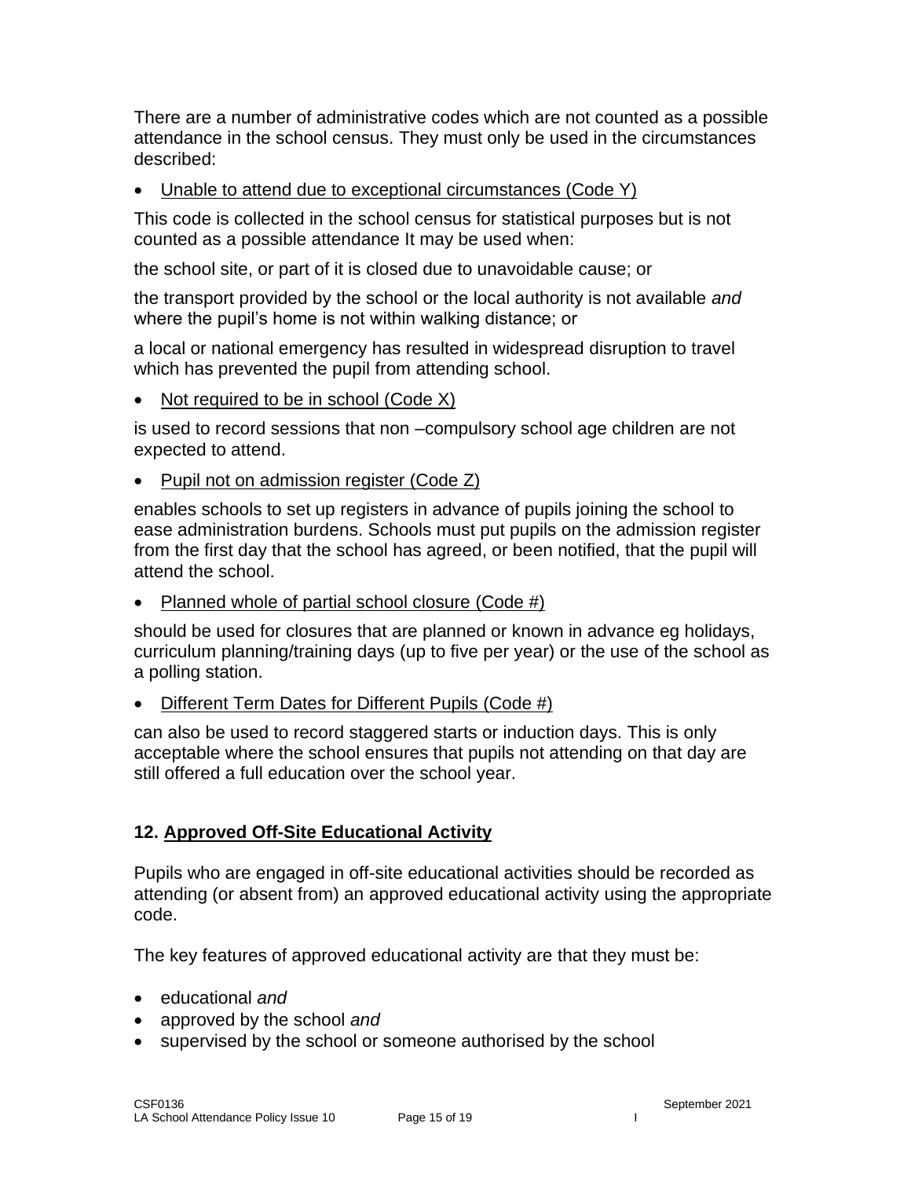There are a number of administrative codes which are not counted as a possible attendance in the school census. They must only be used in the circumstances described:

- Unable to attend due to exceptional circumstances (Code Y)

This code is collected in the school census for statistical purposes but is not counted as a possible attendance It may be used when:

the school site, or part of it is closed due to unavoidable cause; or

the transport provided by the school or the local authority is not available *and* where the pupil's home is not within walking distance; or

a local or national emergency has resulted in widespread disruption to travel which has prevented the pupil from attending school.

- Not required to be in school (Code X)

is used to record sessions that non –compulsory school age children are not expected to attend.

- Pupil not on admission register (Code Z)

enables schools to set up registers in advance of pupils joining the school to ease administration burdens. Schools must put pupils on the admission register from the first day that the school has agreed, or been notified, that the pupil will attend the school.

- Planned whole of partial school closure (Code #)

should be used for closures that are planned or known in advance eg holidays, curriculum planning/training days (up to five per year) or the use of the school as a polling station.

- Different Term Dates for Different Pupils (Code #)

can also be used to record staggered starts or induction days. This is only acceptable where the school ensures that pupils not attending on that day are still offered a full education over the school year.

## 12. Approved Off-Site Educational Activity

Pupils who are engaged in off-site educational activities should be recorded as attending (or absent from) an approved educational activity using the appropriate code.

The key features of approved educational activity are that they must be:

- educational *and*
- approved by the school *and*
- supervised by the school or someone authorised by the school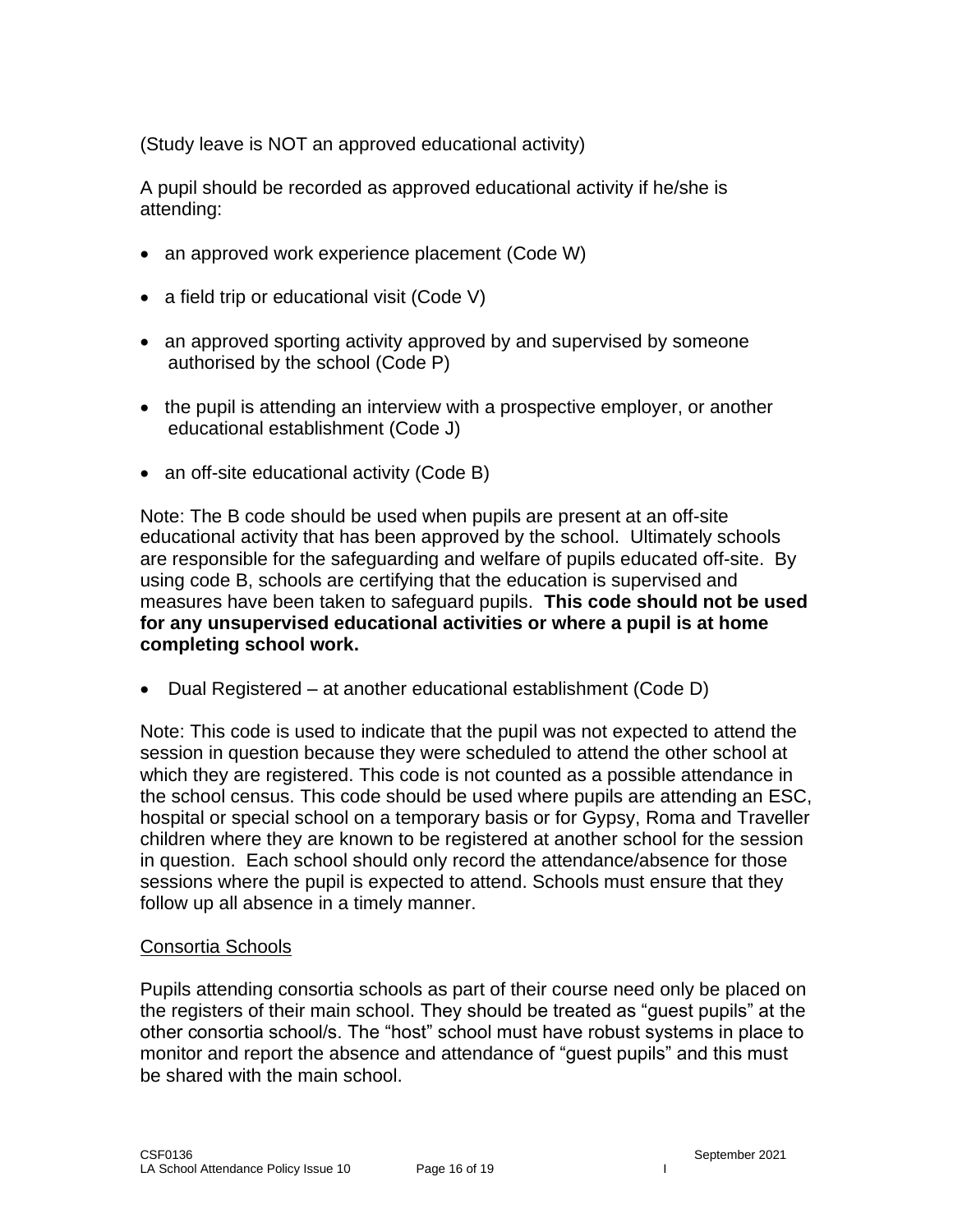(Study leave is NOT an approved educational activity)

A pupil should be recorded as approved educational activity if he/she is attending:

- an approved work experience placement (Code W)
- a field trip or educational visit (Code V)
- an approved sporting activity approved by and supervised by someone authorised by the school (Code P)
- the pupil is attending an interview with a prospective employer, or another educational establishment (Code J)
- an off-site educational activity (Code B)

Note: The B code should be used when pupils are present at an off-site educational activity that has been approved by the school. Ultimately schools are responsible for the safeguarding and welfare of pupils educated off-site. By using code B, schools are certifying that the education is supervised and measures have been taken to safeguard pupils. **This code should not be used for any unsupervised educational activities or where a pupil is at home completing school work.**

- Dual Registered – at another educational establishment (Code D)

Note: This code is used to indicate that the pupil was not expected to attend the session in question because they were scheduled to attend the other school at which they are registered. This code is not counted as a possible attendance in the school census. This code should be used where pupils are attending an ESC, hospital or special school on a temporary basis or for Gypsy, Roma and Traveller children where they are known to be registered at another school for the session in question. Each school should only record the attendance/absence for those sessions where the pupil is expected to attend. Schools must ensure that they follow up all absence in a timely manner.

Consortia Schools

Pupils attending consortia schools as part of their course need only be placed on the registers of their main school. They should be treated as "guest pupils" at the other consortia school/s. The "host" school must have robust systems in place to monitor and report the absence and attendance of "guest pupils" and this must be shared with the main school.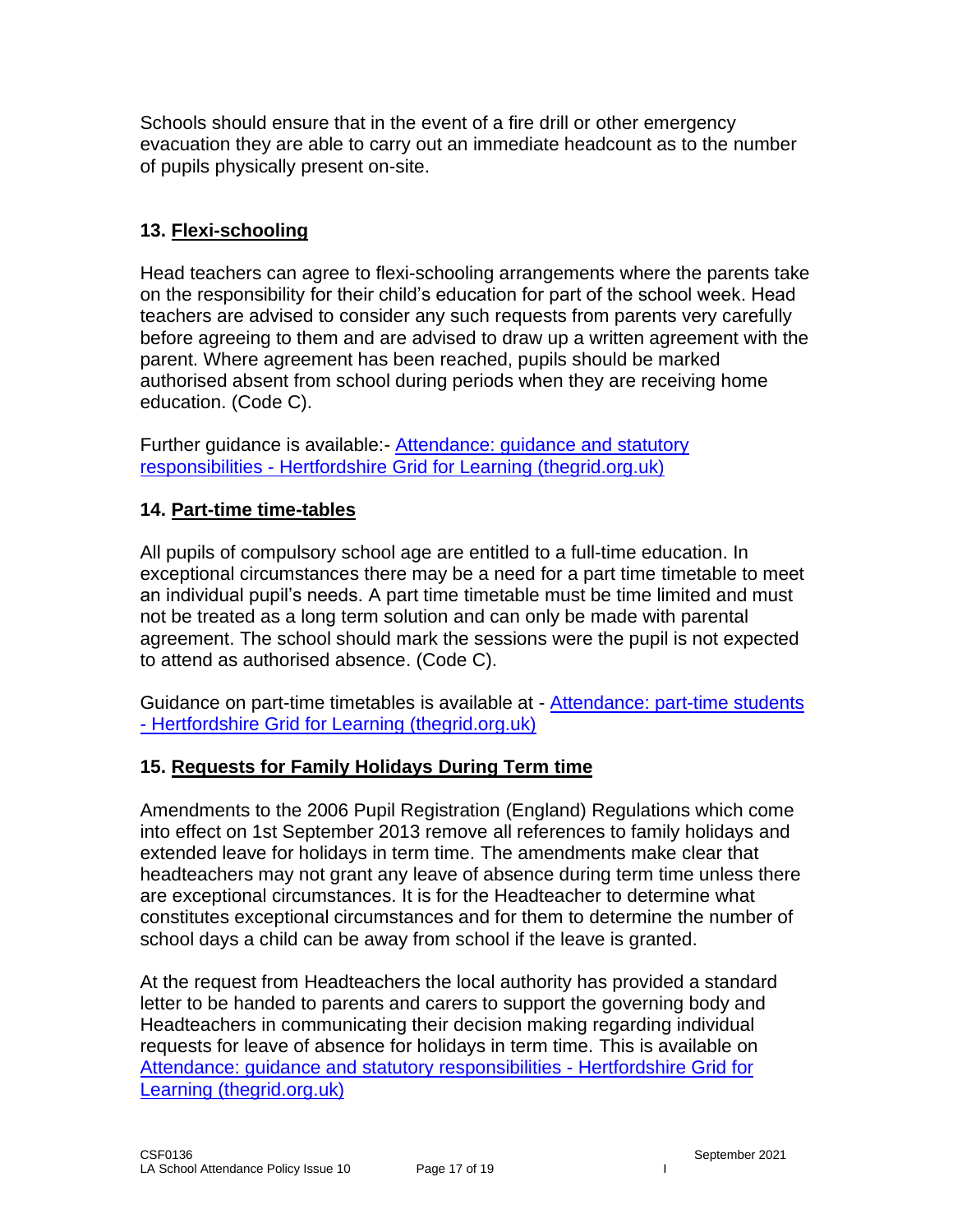Schools should ensure that in the event of a fire drill or other emergency evacuation they are able to carry out an immediate headcount as to the number of pupils physically present on-site.

## 13. Flexi-schooling

Head teachers can agree to flexi-schooling arrangements where the parents take on the responsibility for their child's education for part of the school week. Head teachers are advised to consider any such requests from parents very carefully before agreeing to them and are advised to draw up a written agreement with the parent. Where agreement has been reached, pupils should be marked authorised absent from school during periods when they are receiving home education. (Code C).

Further guidance is available:- Attendance: guidance and statutory responsibilities - Hertfordshire Grid for Learning (thegrid.org.uk)

## 14. Part-time time-tables

All pupils of compulsory school age are entitled to a full-time education. In exceptional circumstances there may be a need for a part time timetable to meet an individual pupil's needs. A part time timetable must be time limited and must not be treated as a long term solution and can only be made with parental agreement. The school should mark the sessions were the pupil is not expected to attend as authorised absence. (Code C).

Guidance on part-time timetables is available at - Attendance: part-time students - Hertfordshire Grid for Learning (thegrid.org.uk)

## 15. Requests for Family Holidays During Term time

Amendments to the 2006 Pupil Registration (England) Regulations which come into effect on 1st September 2013 remove all references to family holidays and extended leave for holidays in term time. The amendments make clear that headteachers may not grant any leave of absence during term time unless there are exceptional circumstances. It is for the Headteacher to determine what constitutes exceptional circumstances and for them to determine the number of school days a child can be away from school if the leave is granted.

At the request from Headteachers the local authority has provided a standard letter to be handed to parents and carers to support the governing body and Headteachers in communicating their decision making regarding individual requests for leave of absence for holidays in term time. This is available on Attendance: guidance and statutory responsibilities - Hertfordshire Grid for Learning (thegrid.org.uk)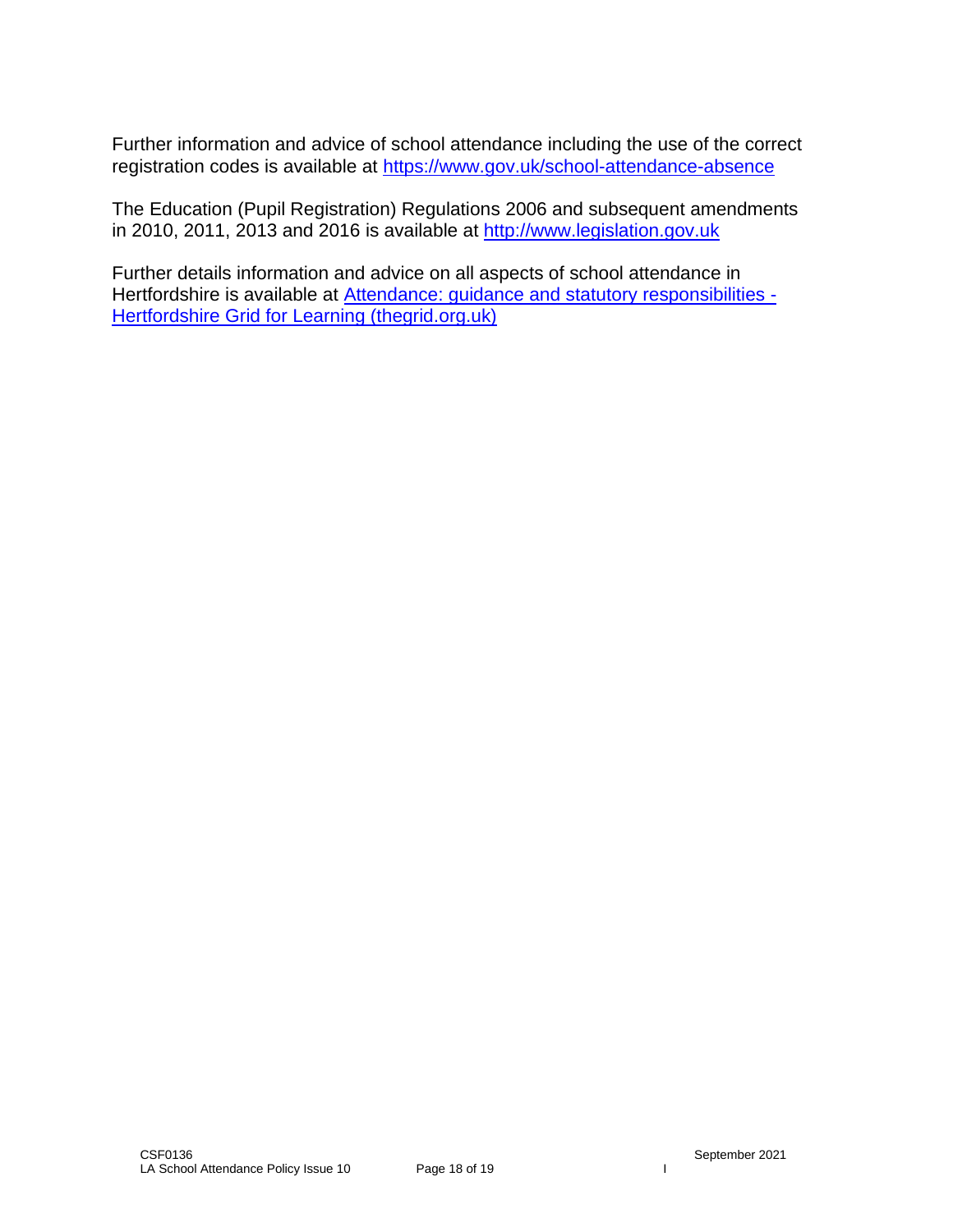Further information and advice of school attendance including the use of the correct registration codes is available at [https://www.gov.uk/school-attendance-absence](https://www.gov.uk/school-attendance-absence)

The Education (Pupil Registration) Regulations 2006 and subsequent amendments in 2010, 2011, 2013 and 2016 is available at [http://www.legislation.gov.uk](http://www.legislation.gov.uk)

Further details information and advice on all aspects of school attendance in Hertfordshire is available at Attendance: guidance and statutory responsibilities - Hertfordshire Grid for Learning (thegrid.org.uk)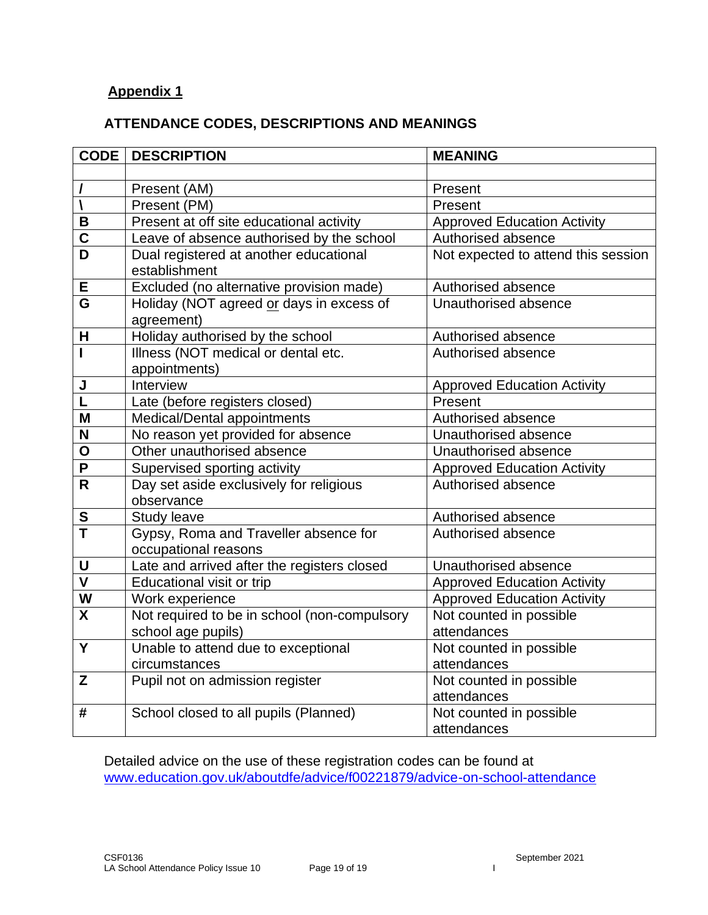**Appendix 1**

**ATTENDANCE CODES, DESCRIPTIONS AND MEANINGS**

| CODE | DESCRIPTION | MEANING |
|---|---|---|
| | | |
| / | Present (AM) | Present |
| \ | Present (PM) | Present |
| B | Present at off site educational activity | Approved Education Activity |
| C | Leave of absence authorised by the school | Authorised absence |
| D | Dual registered at another educational establishment | Not expected to attend this session |
| E | Excluded (no alternative provision made) | Authorised absence |
| G | Holiday (NOT agreed or days in excess of agreement) | Unauthorised absence |
| H | Holiday authorised by the school | Authorised absence |
| I | Illness (NOT medical or dental etc. appointments) | Authorised absence |
| J | Interview | Approved Education Activity |
| L | Late (before registers closed) | Present |
| M | Medical/Dental appointments | Authorised absence |
| N | No reason yet provided for absence | Unauthorised absence |
| O | Other unauthorised absence | Unauthorised absence |
| P | Supervised sporting activity | Approved Education Activity |
| R | Day set aside exclusively for religious observance | Authorised absence |
| S | Study leave | Authorised absence |
| T | Gypsy, Roma and Traveller absence for occupational reasons | Authorised absence |
| U | Late and arrived after the registers closed | Unauthorised absence |
| V | Educational visit or trip | Approved Education Activity |
| W | Work experience | Approved Education Activity |
| X | Not required to be in school (non-compulsory school age pupils) | Not counted in possible attendances |
| Y | Unable to attend due to exceptional circumstances | Not counted in possible attendances |
| Z | Pupil not on admission register | Not counted in possible attendances |
| # | School closed to all pupils (Planned) | Not counted in possible attendances |

Detailed advice on the use of these registration codes can be found at www.education.gov.uk/aboutdfe/advice/f00221879/advice-on-school-attendance